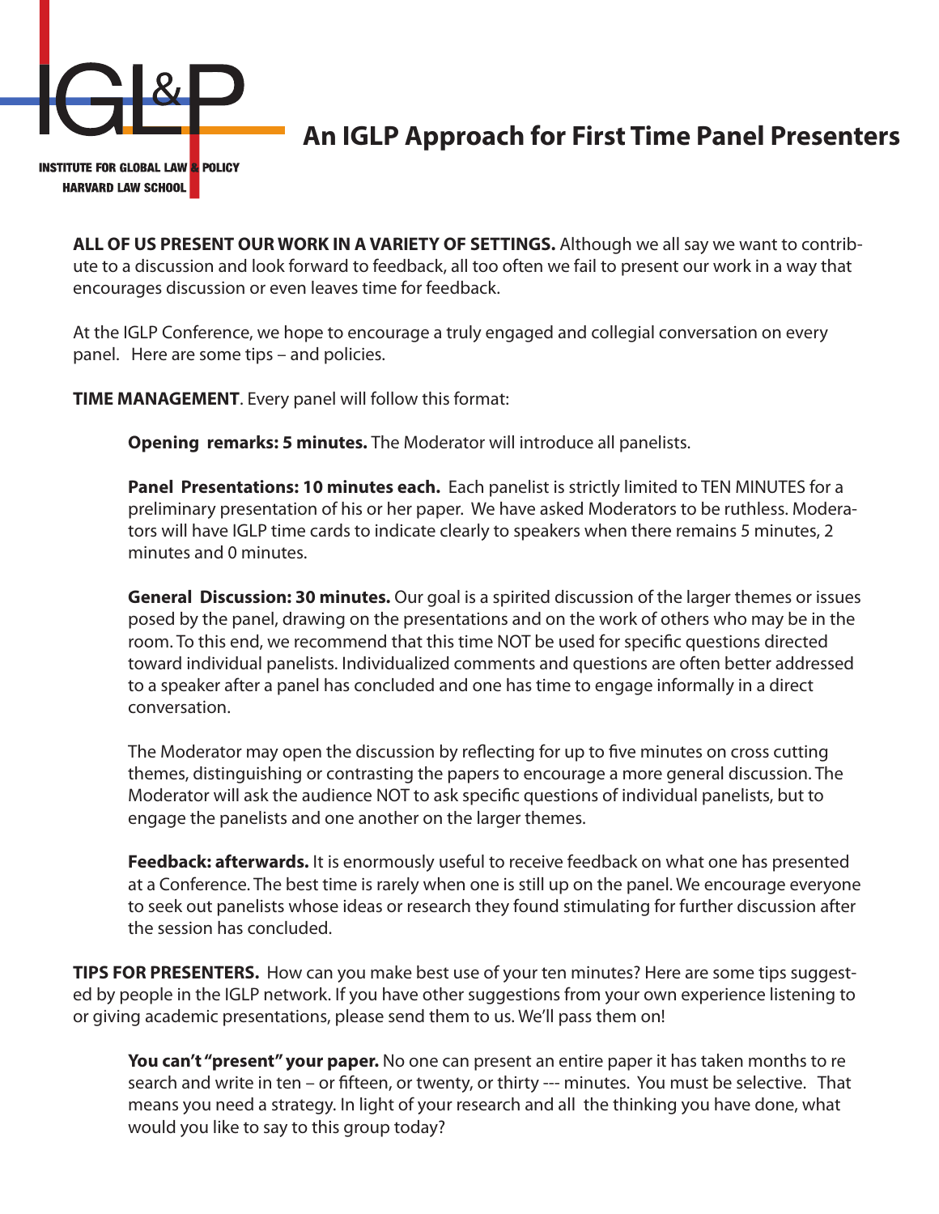IGL&P

INSTITUTE FOR GLOBAL LAW & POLICY
HARVARD LAW SCHOOL

# An IGLP Approach for First Time Panel Presenters

**ALL OF US PRESENT OUR WORK IN A VARIETY OF SETTINGS.** Although we all say we want to contribute to a discussion and look forward to feedback, all too often we fail to present our work in a way that encourages discussion or even leaves time for feedback.

At the IGLP Conference, we hope to encourage a truly engaged and collegial conversation on every panel. Here are some tips – and policies.

**TIME MANAGEMENT**. Every panel will follow this format:

> **Opening remarks: 5 minutes.** The Moderator will introduce all panelists.
>
> **Panel Presentations: 10 minutes each.** Each panelist is strictly limited to TEN MINUTES for a preliminary presentation of his or her paper. We have asked Moderators to be ruthless. Moderators will have IGLP time cards to indicate clearly to speakers when there remains 5 minutes, 2 minutes and 0 minutes.
>
> **General Discussion: 30 minutes.** Our goal is a spirited discussion of the larger themes or issues posed by the panel, drawing on the presentations and on the work of others who may be in the room. To this end, we recommend that this time NOT be used for specific questions directed toward individual panelists. Individualized comments and questions are often better addressed to a speaker after a panel has concluded and one has time to engage informally in a direct conversation.
>
> The Moderator may open the discussion by reflecting for up to five minutes on cross cutting themes, distinguishing or contrasting the papers to encourage a more general discussion. The Moderator will ask the audience NOT to ask specific questions of individual panelists, but to engage the panelists and one another on the larger themes.
>
> **Feedback: afterwards.** It is enormously useful to receive feedback on what one has presented at a Conference. The best time is rarely when one is still up on the panel. We encourage everyone to seek out panelists whose ideas or research they found stimulating for further discussion after the session has concluded.

**TIPS FOR PRESENTERS.** How can you make best use of your ten minutes? Here are some tips suggested by people in the IGLP network. If you have other suggestions from your own experience listening to or giving academic presentations, please send them to us. We'll pass them on!

> **You can't "present" your paper.** No one can present an entire paper it has taken months to research and write in ten – or fifteen, or twenty, or thirty --- minutes. You must be selective. That means you need a strategy. In light of your research and all the thinking you have done, what would you like to say to this group today?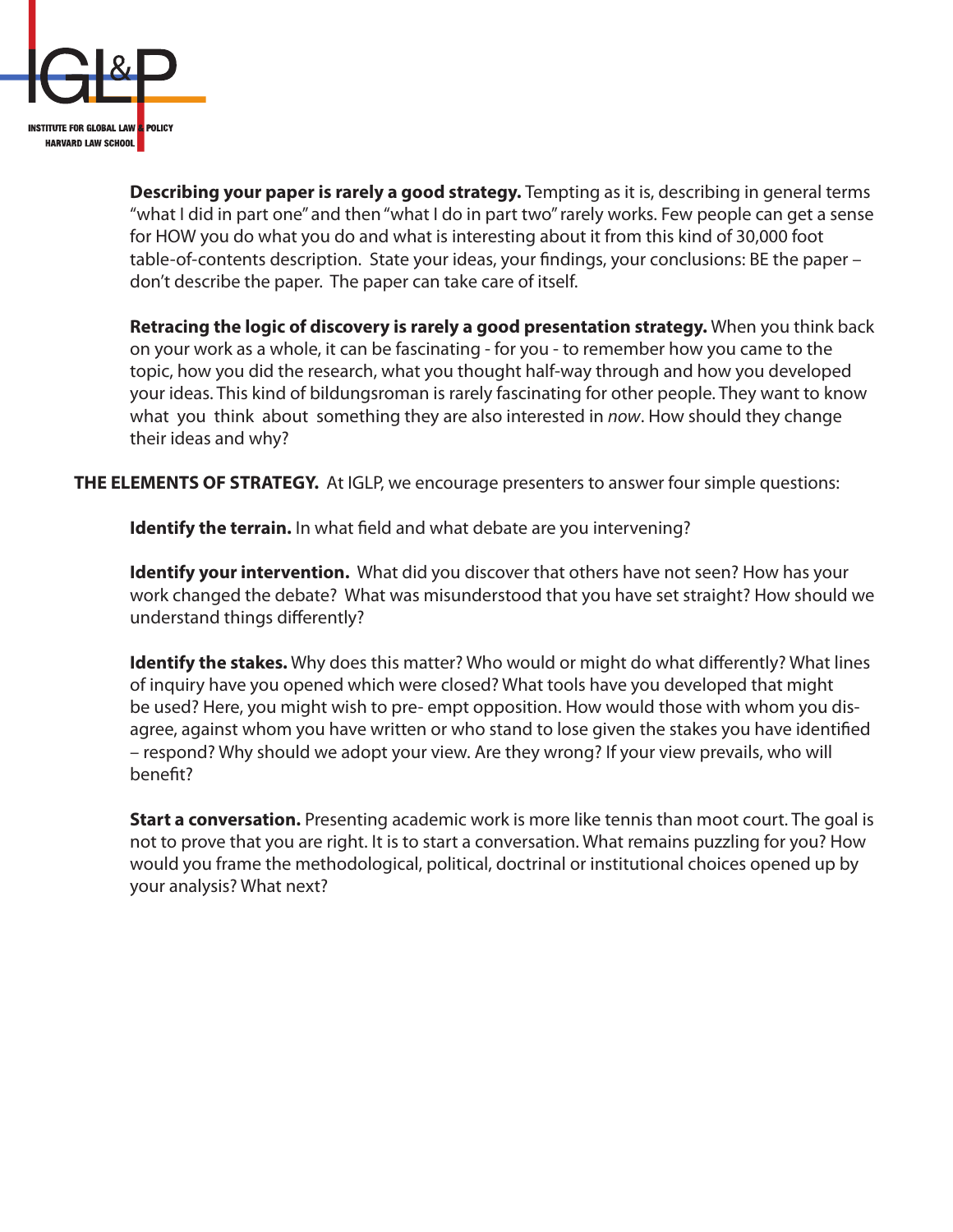**Describing your paper is rarely a good strategy.** Tempting as it is, describing in general terms "what I did in part one" and then "what I do in part two" rarely works. Few people can get a sense for HOW you do what you do and what is interesting about it from this kind of 30,000 foot table-of-contents description. State your ideas, your findings, your conclusions: BE the paper – don't describe the paper. The paper can take care of itself.

**Retracing the logic of discovery is rarely a good presentation strategy.** When you think back on your work as a whole, it can be fascinating - for you - to remember how you came to the topic, how you did the research, what you thought half-way through and how you developed your ideas. This kind of bildungsroman is rarely fascinating for other people. They want to know what you think about something they are also interested in *now*. How should they change their ideas and why?

**THE ELEMENTS OF STRATEGY.** At IGLP, we encourage presenters to answer four simple questions:

**Identify the terrain.** In what field and what debate are you intervening?

**Identify your intervention.** What did you discover that others have not seen? How has your work changed the debate? What was misunderstood that you have set straight? How should we understand things differently?

**Identify the stakes.** Why does this matter? Who would or might do what differently? What lines of inquiry have you opened which were closed? What tools have you developed that might be used? Here, you might wish to pre- empt opposition. How would those with whom you disagree, against whom you have written or who stand to lose given the stakes you have identified – respond? Why should we adopt your view. Are they wrong? If your view prevails, who will benefit?

**Start a conversation.** Presenting academic work is more like tennis than moot court. The goal is not to prove that you are right. It is to start a conversation. What remains puzzling for you? How would you frame the methodological, political, doctrinal or institutional choices opened up by your analysis? What next?